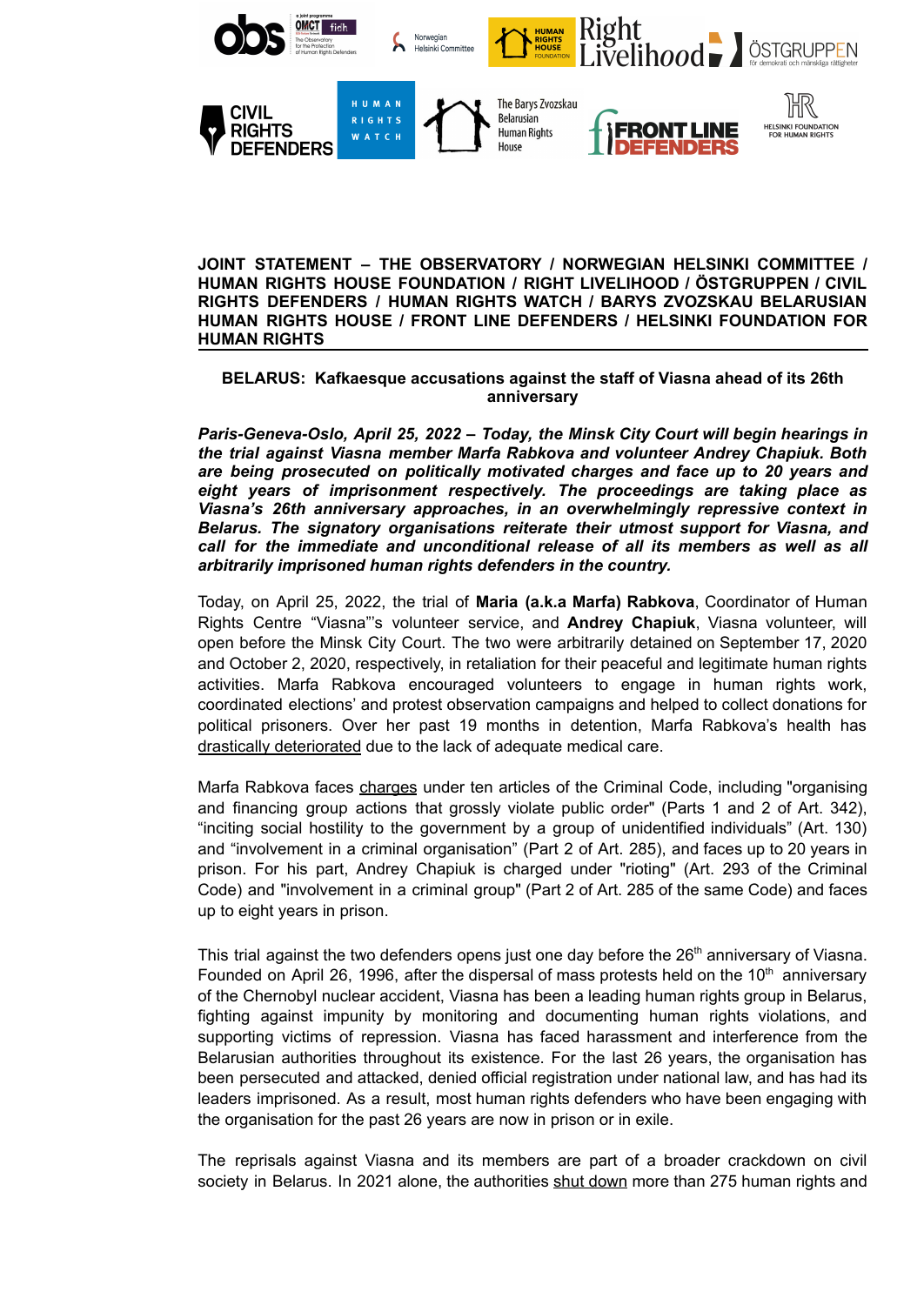**JOINT STATEMENT – THE OBSERVATORY / NORWEGIAN HELSINKI COMMITTEE / HUMAN RIGHTS HOUSE FOUNDATION / RIGHT LIVELIHOOD / ÖSTGRUPPEN / CIVIL RIGHTS DEFENDERS / HUMAN RIGHTS WATCH / BARYS ZVOZSKAU BELARUSIAN HUMAN RIGHTS HOUSE / FRONT LINE DEFENDERS / HELSINKI FOUNDATION FOR HUMAN RIGHTS**

## BELARUS: Kafkaesque accusations against the staff of Viasna ahead of its 26th anniversary

***Paris-Geneva-Oslo, April 25, 2022 – Today, the Minsk City Court will begin hearings in the trial against Viasna member Marfa Rabkova and volunteer Andrey Chapiuk. Both are being prosecuted on politically motivated charges and face up to 20 years and eight years of imprisonment respectively. The proceedings are taking place as Viasna's 26th anniversary approaches, in an overwhelmingly repressive context in Belarus. The signatory organisations reiterate their utmost support for Viasna, and call for the immediate and unconditional release of all its members as well as all arbitrarily imprisoned human rights defenders in the country.***

Today, on April 25, 2022, the trial of **Maria (a.k.a Marfa) Rabkova**, Coordinator of Human Rights Centre "Viasna"'s volunteer service, and **Andrey Chapiuk**, Viasna volunteer, will open before the Minsk City Court. The two were arbitrarily detained on September 17, 2020 and October 2, 2020, respectively, in retaliation for their peaceful and legitimate human rights activities. Marfa Rabkova encouraged volunteers to engage in human rights work, coordinated elections' and protest observation campaigns and helped to collect donations for political prisoners. Over her past 19 months in detention, Marfa Rabkova's health has drastically deteriorated due to the lack of adequate medical care.

Marfa Rabkova faces charges under ten articles of the Criminal Code, including "organising and financing group actions that grossly violate public order" (Parts 1 and 2 of Art. 342), "inciting social hostility to the government by a group of unidentified individuals" (Art. 130) and "involvement in a criminal organisation" (Part 2 of Art. 285), and faces up to 20 years in prison. For his part, Andrey Chapiuk is charged under "rioting" (Art. 293 of the Criminal Code) and "involvement in a criminal group" (Part 2 of Art. 285 of the same Code) and faces up to eight years in prison.

This trial against the two defenders opens just one day before the 26th anniversary of Viasna. Founded on April 26, 1996, after the dispersal of mass protests held on the 10th anniversary of the Chernobyl nuclear accident, Viasna has been a leading human rights group in Belarus, fighting against impunity by monitoring and documenting human rights violations, and supporting victims of repression. Viasna has faced harassment and interference from the Belarusian authorities throughout its existence. For the last 26 years, the organisation has been persecuted and attacked, denied official registration under national law, and has had its leaders imprisoned. As a result, most human rights defenders who have been engaging with the organisation for the past 26 years are now in prison or in exile.

The reprisals against Viasna and its members are part of a broader crackdown on civil society in Belarus. In 2021 alone, the authorities shut down more than 275 human rights and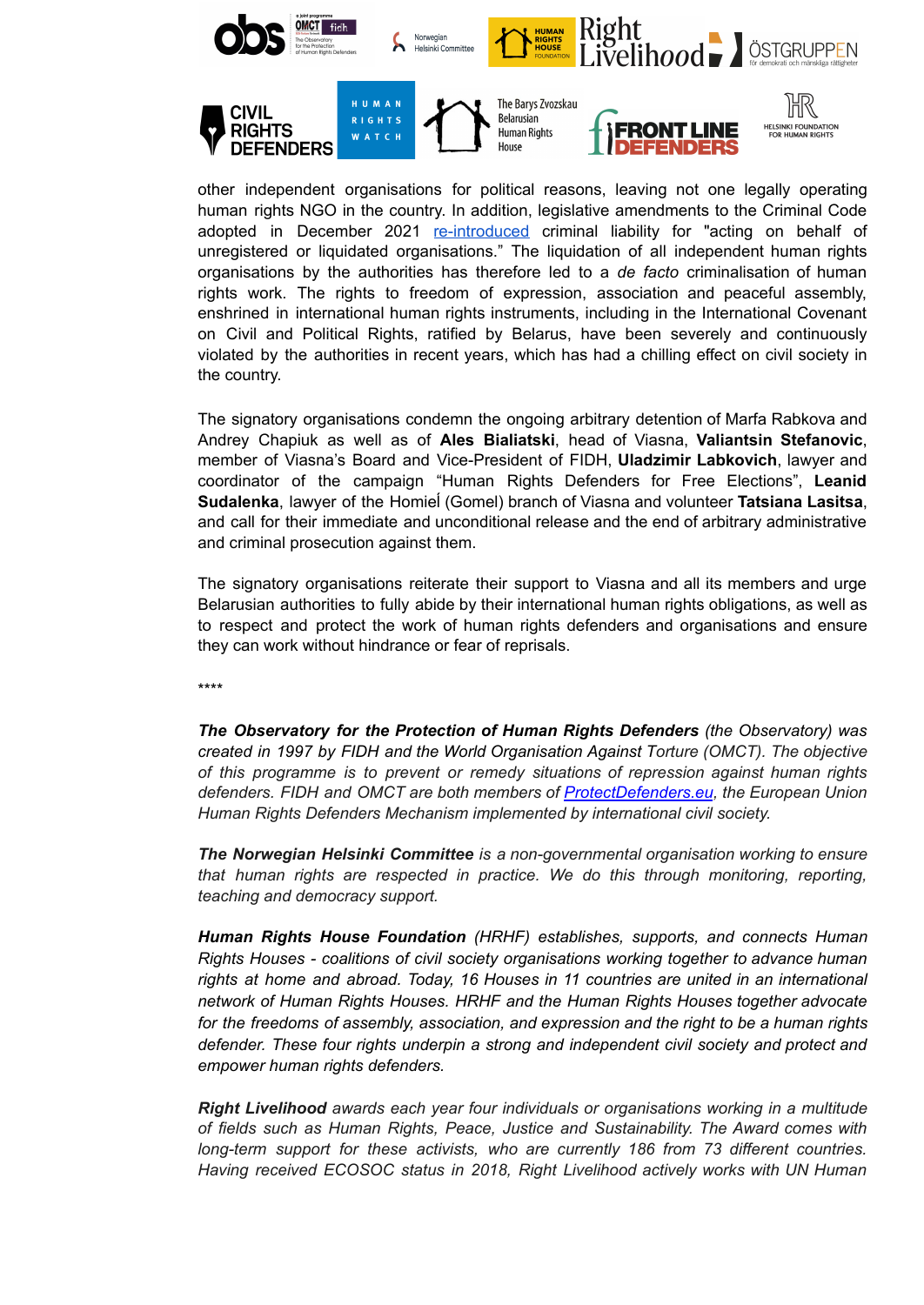other independent organisations for political reasons, leaving not one legally operating human rights NGO in the country. In addition, legislative amendments to the Criminal Code adopted in December 2021 [re-introduced](#) criminal liability for "acting on behalf of unregistered or liquidated organisations." The liquidation of all independent human rights organisations by the authorities has therefore led to a *de facto* criminalisation of human rights work. The rights to freedom of expression, association and peaceful assembly, enshrined in international human rights instruments, including in the International Covenant on Civil and Political Rights, ratified by Belarus, have been severely and continuously violated by the authorities in recent years, which has had a chilling effect on civil society in the country.

The signatory organisations condemn the ongoing arbitrary detention of Marfa Rabkova and Andrey Chapiuk as well as of **Ales Bialiatski**, head of Viasna, **Valiantsin Stefanovic**, member of Viasna's Board and Vice-President of FIDH, **Uladzimir Labkovich**, lawyer and coordinator of the campaign "Human Rights Defenders for Free Elections", **Leanid Sudalenka**, lawyer of the Homieĺ (Gomel) branch of Viasna and volunteer **Tatsiana Lasitsa**, and call for their immediate and unconditional release and the end of arbitrary administrative and criminal prosecution against them.

The signatory organisations reiterate their support to Viasna and all its members and urge Belarusian authorities to fully abide by their international human rights obligations, as well as to respect and protect the work of human rights defenders and organisations and ensure they can work without hindrance or fear of reprisals.

****

***The Observatory for the Protection of Human Rights Defenders** (the Observatory) was created in 1997 by FIDH and the World Organisation Against Torture (OMCT). The objective of this programme is to prevent or remedy situations of repression against human rights defenders. FIDH and OMCT are both members of [ProtectDefenders.eu](#), the European Union Human Rights Defenders Mechanism implemented by international civil society.*

***The Norwegian Helsinki Committee** is a non-governmental organisation working to ensure that human rights are respected in practice. We do this through monitoring, reporting, teaching and democracy support.*

***Human Rights House Foundation** (HRHF) establishes, supports, and connects Human Rights Houses - coalitions of civil society organisations working together to advance human rights at home and abroad. Today, 16 Houses in 11 countries are united in an international network of Human Rights Houses. HRHF and the Human Rights Houses together advocate for the freedoms of assembly, association, and expression and the right to be a human rights defender. These four rights underpin a strong and independent civil society and protect and empower human rights defenders.*

***Right Livelihood** awards each year four individuals or organisations working in a multitude of fields such as Human Rights, Peace, Justice and Sustainability. The Award comes with long-term support for these activists, who are currently 186 from 73 different countries. Having received ECOSOC status in 2018, Right Livelihood actively works with UN Human*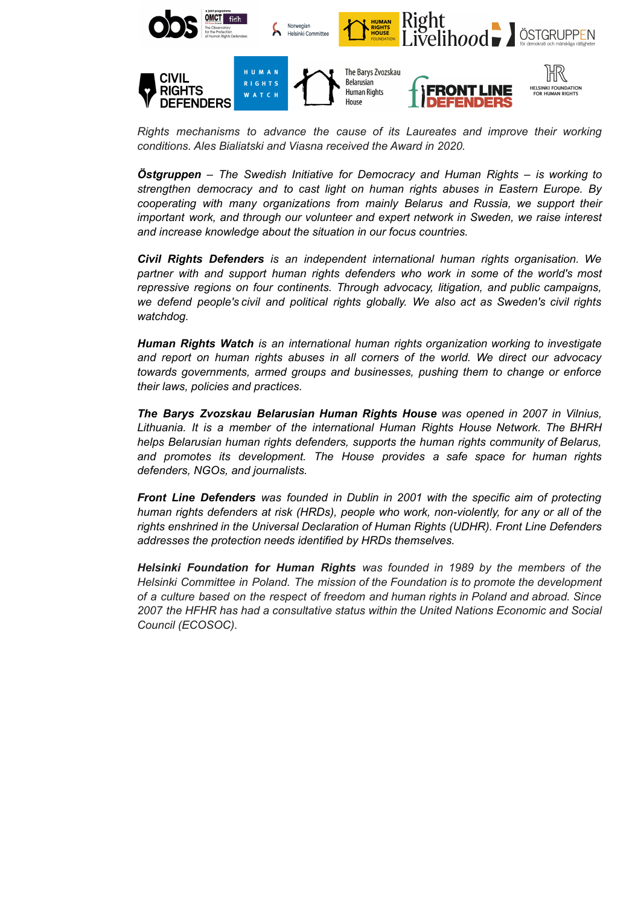*Rights mechanisms to advance the cause of its Laureates and improve their working conditions. Ales Bialiatski and Viasna received the Award in 2020.*

***Östgruppen** – The Swedish Initiative for Democracy and Human Rights – is working to strengthen democracy and to cast light on human rights abuses in Eastern Europe. By cooperating with many organizations from mainly Belarus and Russia, we support their important work, and through our volunteer and expert network in Sweden, we raise interest and increase knowledge about the situation in our focus countries.*

***Civil Rights Defenders** is an independent international human rights organisation. We partner with and support human rights defenders who work in some of the world's most repressive regions on four continents. Through advocacy, litigation, and public campaigns, we defend people's civil and political rights globally. We also act as Sweden's civil rights watchdog.*

***Human Rights Watch** is an international human rights organization working to investigate and report on human rights abuses in all corners of the world. We direct our advocacy towards governments, armed groups and businesses, pushing them to change or enforce their laws, policies and practices.*

***The Barys Zvozskau Belarusian Human Rights House** was opened in 2007 in Vilnius, Lithuania. It is a member of the international Human Rights House Network. The BHRH helps Belarusian human rights defenders, supports the human rights community of Belarus, and promotes its development. The House provides a safe space for human rights defenders, NGOs, and journalists.*

***Front Line Defenders** was founded in Dublin in 2001 with the specific aim of protecting human rights defenders at risk (HRDs), people who work, non-violently, for any or all of the rights enshrined in the Universal Declaration of Human Rights (UDHR). Front Line Defenders addresses the protection needs identified by HRDs themselves.*

***Helsinki Foundation for Human Rights** was founded in 1989 by the members of the Helsinki Committee in Poland. The mission of the Foundation is to promote the development of a culture based on the respect of freedom and human rights in Poland and abroad. Since 2007 the HFHR has had a consultative status within the United Nations Economic and Social Council (ECOSOC).*